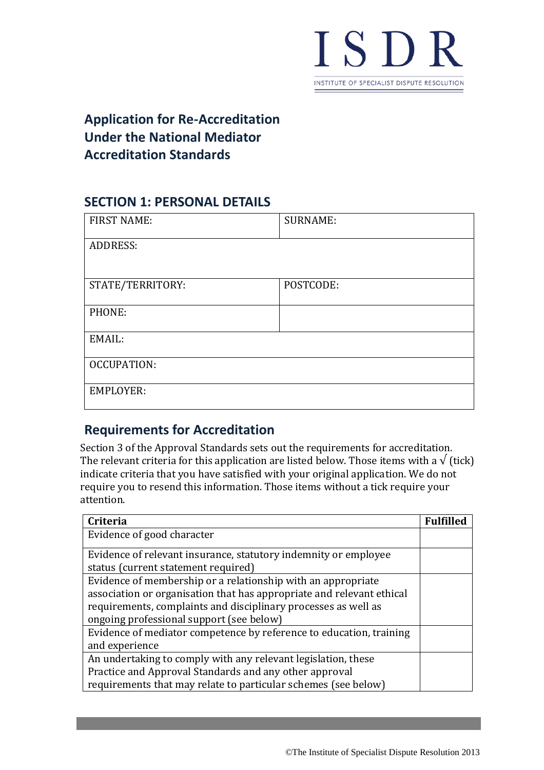ISDR

INSTITUTE OF SPECIALIST DISPUTE RESOLUTION

# Application for Re-Accreditation Under the National Mediator Accreditation Standards

## SECTION 1: PERSONAL DETAILS

| FIRST NAME: | SURNAME: |
|---|---|
| ADDRESS: | |
| STATE/TERRITORY: | POSTCODE: |
| PHONE: | |
| EMAIL: | |
| OCCUPATION: | |
| EMPLOYER: | |

## Requirements for Accreditation

Section 3 of the Approval Standards sets out the requirements for accreditation. The relevant criteria for this application are listed below. Those items with a √ (tick) indicate criteria that you have satisfied with your original application. We do not require you to resend this information. Those items without a tick require your attention.

| Criteria | Fulfilled |
|---|---|
| Evidence of good character | |
| Evidence of relevant insurance, statutory indemnity or employee status (current statement required) | |
| Evidence of membership or a relationship with an appropriate association or organisation that has appropriate and relevant ethical requirements, complaints and disciplinary processes as well as ongoing professional support (see below) | |
| Evidence of mediator competence by reference to education, training and experience | |
| An undertaking to comply with any relevant legislation, these Practice and Approval Standards and any other approval requirements that may relate to particular schemes (see below) | |

©The Institute of Specialist Dispute Resolution 2013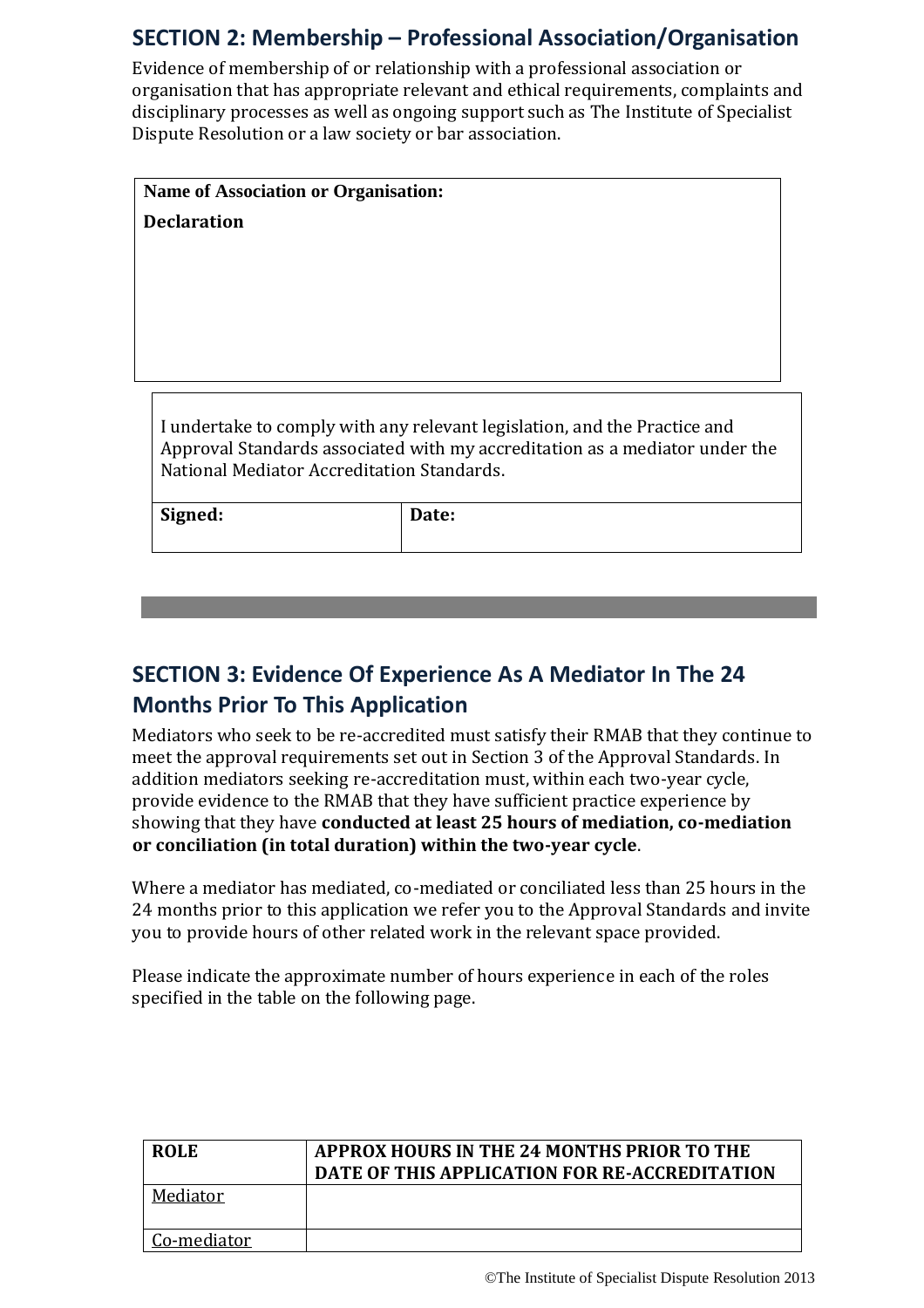## SECTION 2: Membership – Professional Association/Organisation

Evidence of membership of or relationship with a professional association or organisation that has appropriate relevant and ethical requirements, complaints and disciplinary processes as well as ongoing support such as The Institute of Specialist Dispute Resolution or a law society or bar association.

| **Name of Association or Organisation:** |
|---|
| **Declaration** |

| I undertake to comply with any relevant legislation, and the Practice and Approval Standards associated with my accreditation as a mediator under the National Mediator Accreditation Standards. | |
|---|---|
| **Signed:** | **Date:** |

## SECTION 3: Evidence Of Experience As A Mediator In The 24 Months Prior To This Application

Mediators who seek to be re-accredited must satisfy their RMAB that they continue to meet the approval requirements set out in Section 3 of the Approval Standards. In addition mediators seeking re-accreditation must, within each two-year cycle, provide evidence to the RMAB that they have sufficient practice experience by showing that they have **conducted at least 25 hours of mediation, co-mediation or conciliation (in total duration) within the two-year cycle**.

Where a mediator has mediated, co-mediated or conciliated less than 25 hours in the 24 months prior to this application we refer you to the Approval Standards and invite you to provide hours of other related work in the relevant space provided.

Please indicate the approximate number of hours experience in each of the roles specified in the table on the following page.

| **ROLE** | **APPROX HOURS IN THE 24 MONTHS PRIOR TO THE DATE OF THIS APPLICATION FOR RE-ACCREDITATION** |
|---|---|
| Mediator | |
| Co-mediator | |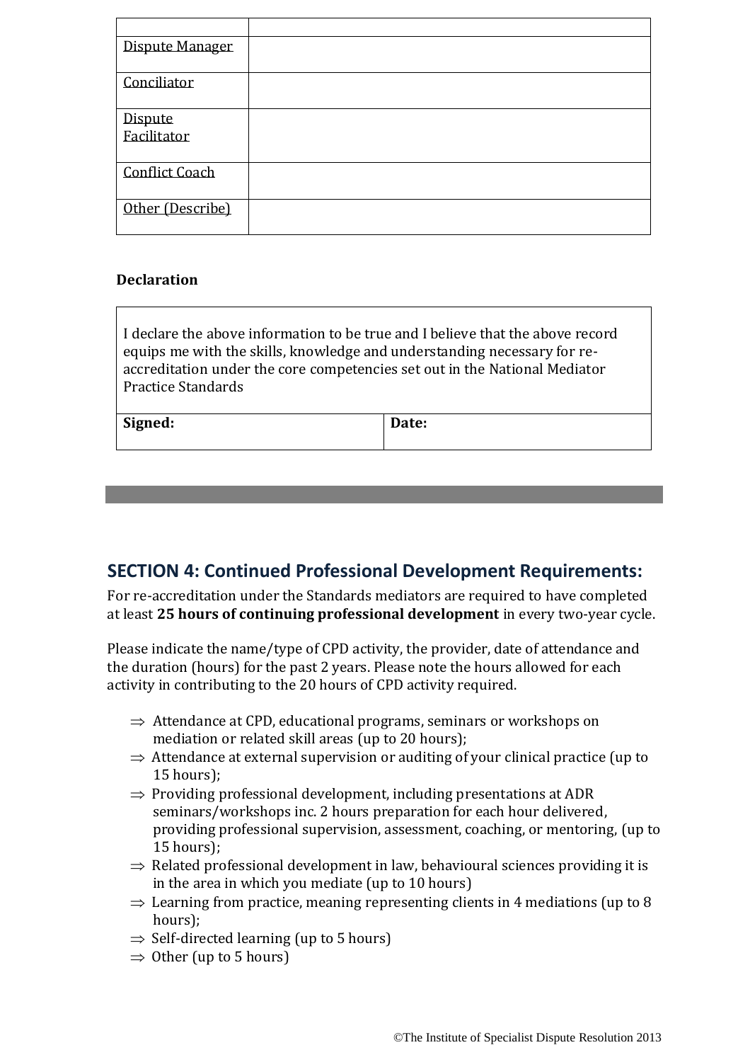| | |
|---|---|
| Dispute Manager | |
| Conciliator | |
| Dispute Facilitator | |
| Conflict Coach | |
| Other (Describe) | |

**Declaration**

| I declare the above information to be true and I believe that the above record equips me with the skills, knowledge and understanding necessary for re-accreditation under the core competencies set out in the National Mediator Practice Standards | |
|---|---|
| **Signed:** | **Date:** |

## SECTION 4: Continued Professional Development Requirements:

For re-accreditation under the Standards mediators are required to have completed at least **25 hours of continuing professional development** in every two-year cycle.

Please indicate the name/type of CPD activity, the provider, date of attendance and the duration (hours) for the past 2 years. Please note the hours allowed for each activity in contributing to the 20 hours of CPD activity required.

- ⇒ Attendance at CPD, educational programs, seminars or workshops on mediation or related skill areas (up to 20 hours);
- ⇒ Attendance at external supervision or auditing of your clinical practice (up to 15 hours);
- ⇒ Providing professional development, including presentations at ADR seminars/workshops inc. 2 hours preparation for each hour delivered, providing professional supervision, assessment, coaching, or mentoring, (up to 15 hours);
- ⇒ Related professional development in law, behavioural sciences providing it is in the area in which you mediate (up to 10 hours)
- ⇒ Learning from practice, meaning representing clients in 4 mediations (up to 8 hours);
- ⇒ Self-directed learning (up to 5 hours)
- ⇒ Other (up to 5 hours)

©The Institute of Specialist Dispute Resolution 2013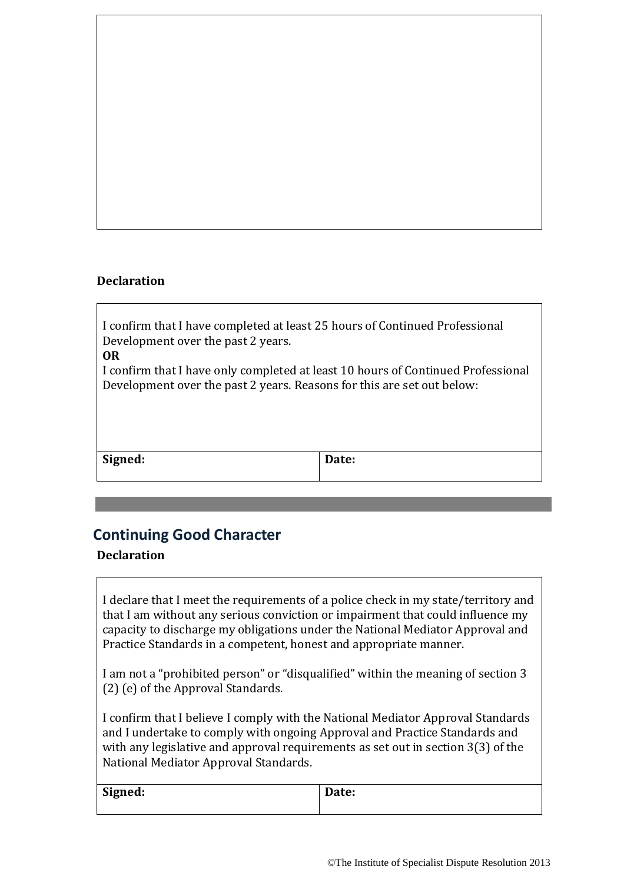**Declaration**

| I confirm that I have completed at least 25 hours of Continued Professional Development over the past 2 years.<br>**OR**<br>I confirm that I have only completed at least 10 hours of Continued Professional Development over the past 2 years. Reasons for this are set out below: | |
|---|---|
| **Signed:** | **Date:** |

## Continuing Good Character

**Declaration**

| I declare that I meet the requirements of a police check in my state/territory and that I am without any serious conviction or impairment that could influence my capacity to discharge my obligations under the National Mediator Approval and Practice Standards in a competent, honest and appropriate manner.<br><br>I am not a "prohibited person" or "disqualified" within the meaning of section 3 (2) (e) of the Approval Standards.<br><br>I confirm that I believe I comply with the National Mediator Approval Standards and I undertake to comply with ongoing Approval and Practice Standards and with any legislative and approval requirements as set out in section 3(3) of the National Mediator Approval Standards. | |
|---|---|
| **Signed:** | **Date:** |

©The Institute of Specialist Dispute Resolution 2013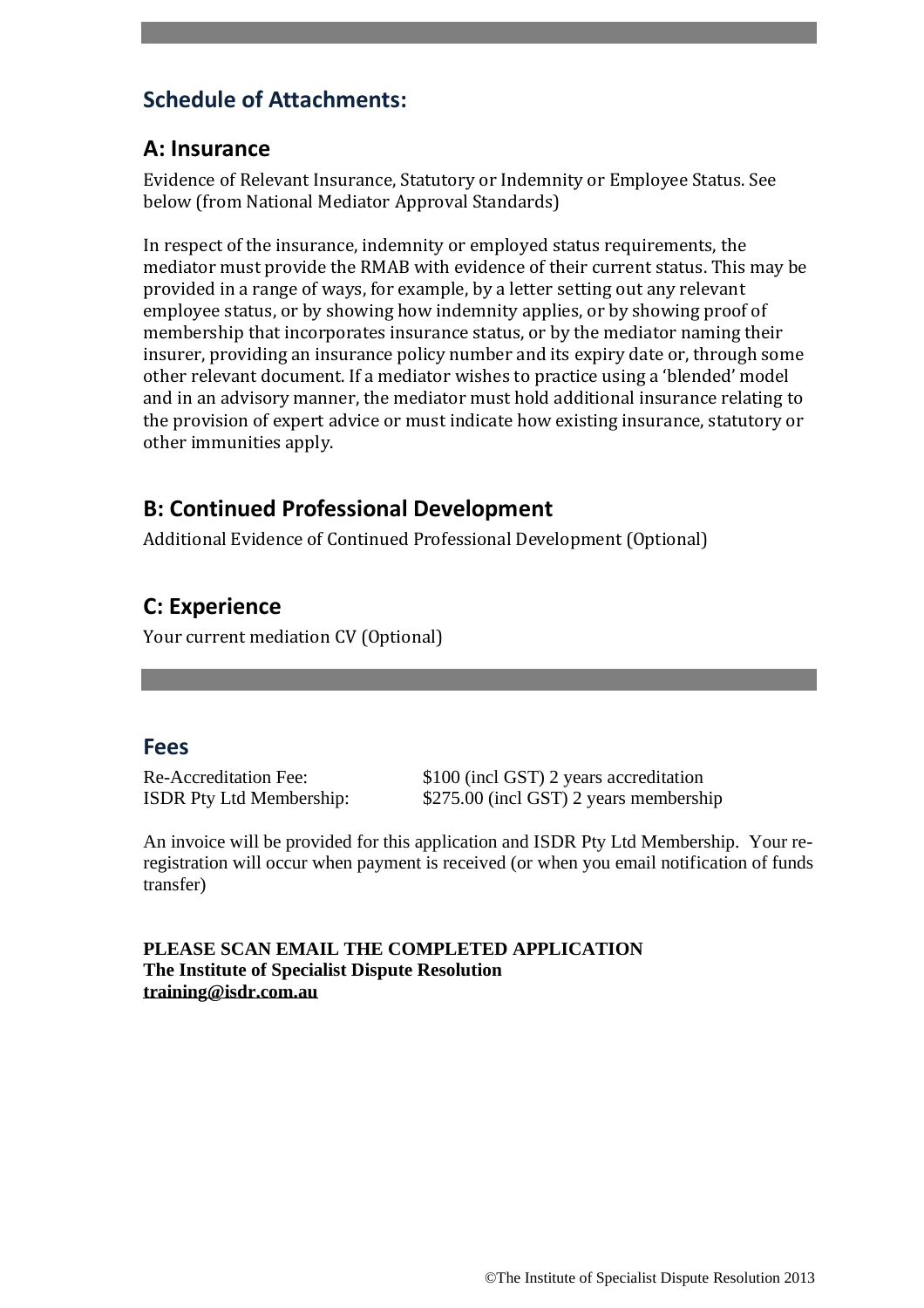## Schedule of Attachments:

## A: Insurance

Evidence of Relevant Insurance, Statutory or Indemnity or Employee Status. See below (from National Mediator Approval Standards)

In respect of the insurance, indemnity or employed status requirements, the mediator must provide the RMAB with evidence of their current status. This may be provided in a range of ways, for example, by a letter setting out any relevant employee status, or by showing how indemnity applies, or by showing proof of membership that incorporates insurance status, or by the mediator naming their insurer, providing an insurance policy number and its expiry date or, through some other relevant document. If a mediator wishes to practice using a 'blended' model and in an advisory manner, the mediator must hold additional insurance relating to the provision of expert advice or must indicate how existing insurance, statutory or other immunities apply.

## B: Continued Professional Development

Additional Evidence of Continued Professional Development (Optional)

## C: Experience

Your current mediation CV (Optional)

## Fees

| | |
|---|---|
| Re-Accreditation Fee: | $100 (incl GST) 2 years accreditation |
| ISDR Pty Ltd Membership: | $275.00 (incl GST) 2 years membership |

An invoice will be provided for this application and ISDR Pty Ltd Membership. Your re-registration will occur when payment is received (or when you email notification of funds transfer)

**PLEASE SCAN EMAIL THE COMPLETED APPLICATION**
**The Institute of Specialist Dispute Resolution**
**training@isdr.com.au**

©The Institute of Specialist Dispute Resolution 2013